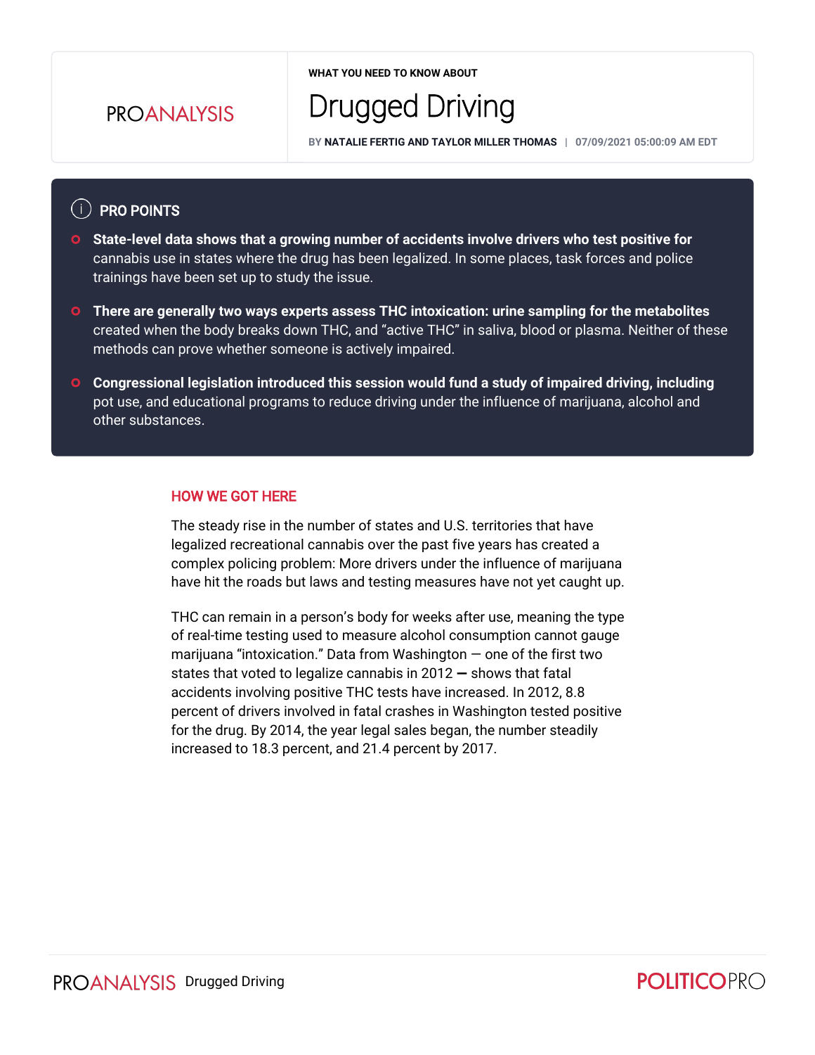PROANALYSIS

WHAT YOU NEED TO KNOW ABOUT

# Drugged Driving

BY **NATALIE FERTIG AND TAYLOR MILLER THOMAS** | 07/09/2021 05:00:09 AM EDT

## PRO POINTS

- **State-level data shows that a growing number of accidents involve drivers who test positive for** cannabis use in states where the drug has been legalized. In some places, task forces and police trainings have been set up to study the issue.
- **There are generally two ways experts assess THC intoxication: urine sampling for the metabolites** created when the body breaks down THC, and "active THC" in saliva, blood or plasma. Neither of these methods can prove whether someone is actively impaired.
- **Congressional legislation introduced this session would fund a study of impaired driving, including** pot use, and educational programs to reduce driving under the influence of marijuana, alcohol and other substances.

## HOW WE GOT HERE

The steady rise in the number of states and U.S. territories that have legalized recreational cannabis over the past five years has created a complex policing problem: More drivers under the influence of marijuana have hit the roads but laws and testing measures have not yet caught up.

THC can remain in a person's body for weeks after use, meaning the type of real-time testing used to measure alcohol consumption cannot gauge marijuana "intoxication." Data from Washington — one of the first two states that voted to legalize cannabis in 2012 — shows that fatal accidents involving positive THC tests have increased. In 2012, 8.8 percent of drivers involved in fatal crashes in Washington tested positive for the drug. By 2014, the year legal sales began, the number steadily increased to 18.3 percent, and 21.4 percent by 2017.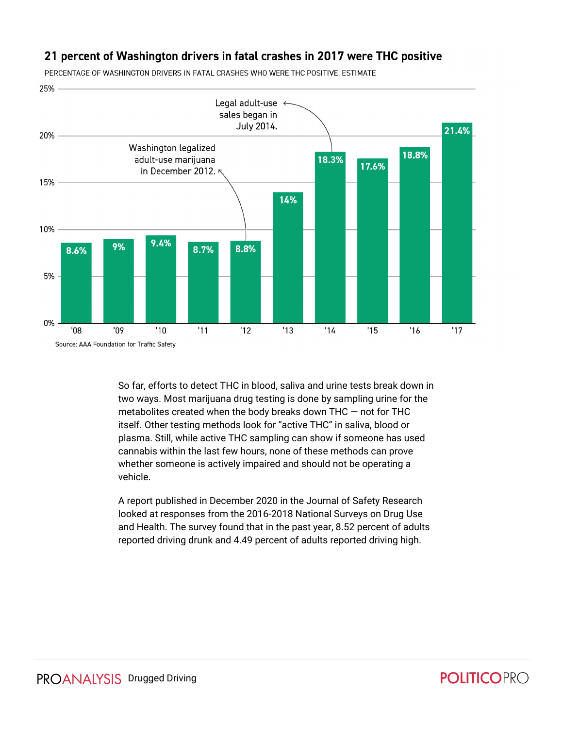## 21 percent of Washington drivers in fatal crashes in 2017 were THC positive

PERCENTAGE OF WASHINGTON DRIVERS IN FATAL CRASHES WHO WERE THC POSITIVE, ESTIMATE

| Year | Percentage |
|---|---|
| '08 | 8.6% |
| '09 | 9% |
| '10 | 9.4% |
| '11 | 8.7% |
| '12 | 8.8% |
| '13 | 14% |
| '14 | 18.3% |
| '15 | 17.6% |
| '16 | 18.8% |
| '17 | 21.4% |

Washington legalized adult-use marijuana in December 2012.

Legal adult-use sales began in July 2014.

Source: AAA Foundation for Traffic Safety

So far, efforts to detect THC in blood, saliva and urine tests break down in two ways. Most marijuana drug testing is done by sampling urine for the metabolites created when the body breaks down THC — not for THC itself. Other testing methods look for "active THC" in saliva, blood or plasma. Still, while active THC sampling can show if someone has used cannabis within the last few hours, none of these methods can prove whether someone is actively impaired and should not be operating a vehicle.

A report published in December 2020 in the Journal of Safety Research looked at responses from the 2016-2018 National Surveys on Drug Use and Health. The survey found that in the past year, 8.52 percent of adults reported driving drunk and 4.49 percent of adults reported driving high.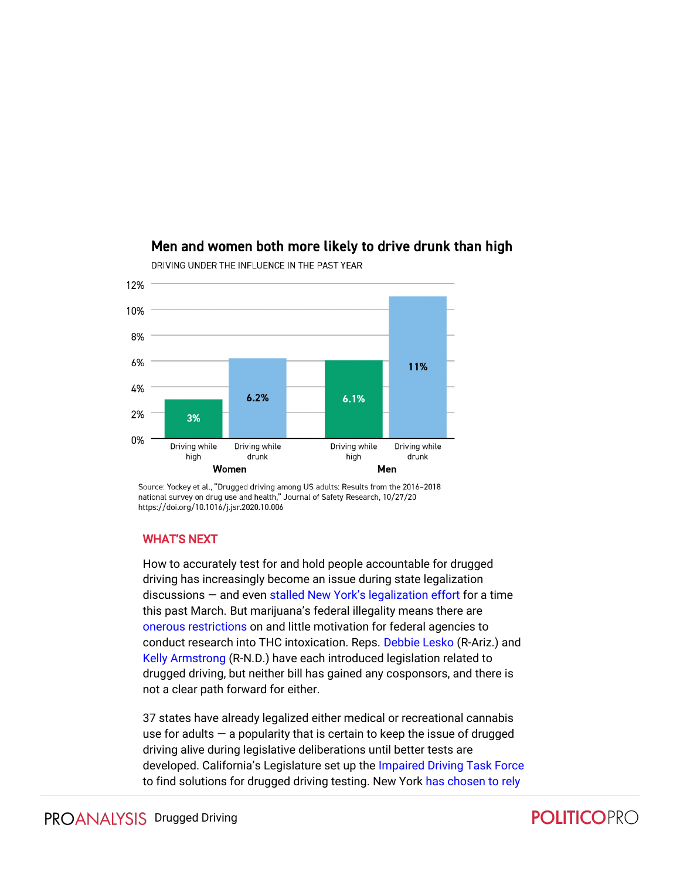### Men and women both more likely to drive drunk than high

DRIVING UNDER THE INFLUENCE IN THE PAST YEAR

| | Driving while high | Driving while drunk |
| --- | --- | --- |
| Women | 3% | 6.2% |
| Men | 6.1% | 11% |

Source: Yockey et al., "Drugged driving among US adults: Results from the 2016–2018 national survey on drug use and health," Journal of Safety Research, 10/27/20 https://doi.org/10.1016/j.jsr.2020.10.006

## WHAT'S NEXT

How to accurately test for and hold people accountable for drugged driving has increasingly become an issue during state legalization discussions — and even stalled New York's legalization effort for a time this past March. But marijuana's federal illegality means there are onerous restrictions on and little motivation for federal agencies to conduct research into THC intoxication. Reps. Debbie Lesko (R-Ariz.) and Kelly Armstrong (R-N.D.) have each introduced legislation related to drugged driving, but neither bill has gained any cosponsors, and there is not a clear path forward for either.

37 states have already legalized either medical or recreational cannabis use for adults — a popularity that is certain to keep the issue of drugged driving alive during legislative deliberations until better tests are developed. California's Legislature set up the Impaired Driving Task Force to find solutions for drugged driving testing. New York has chosen to rely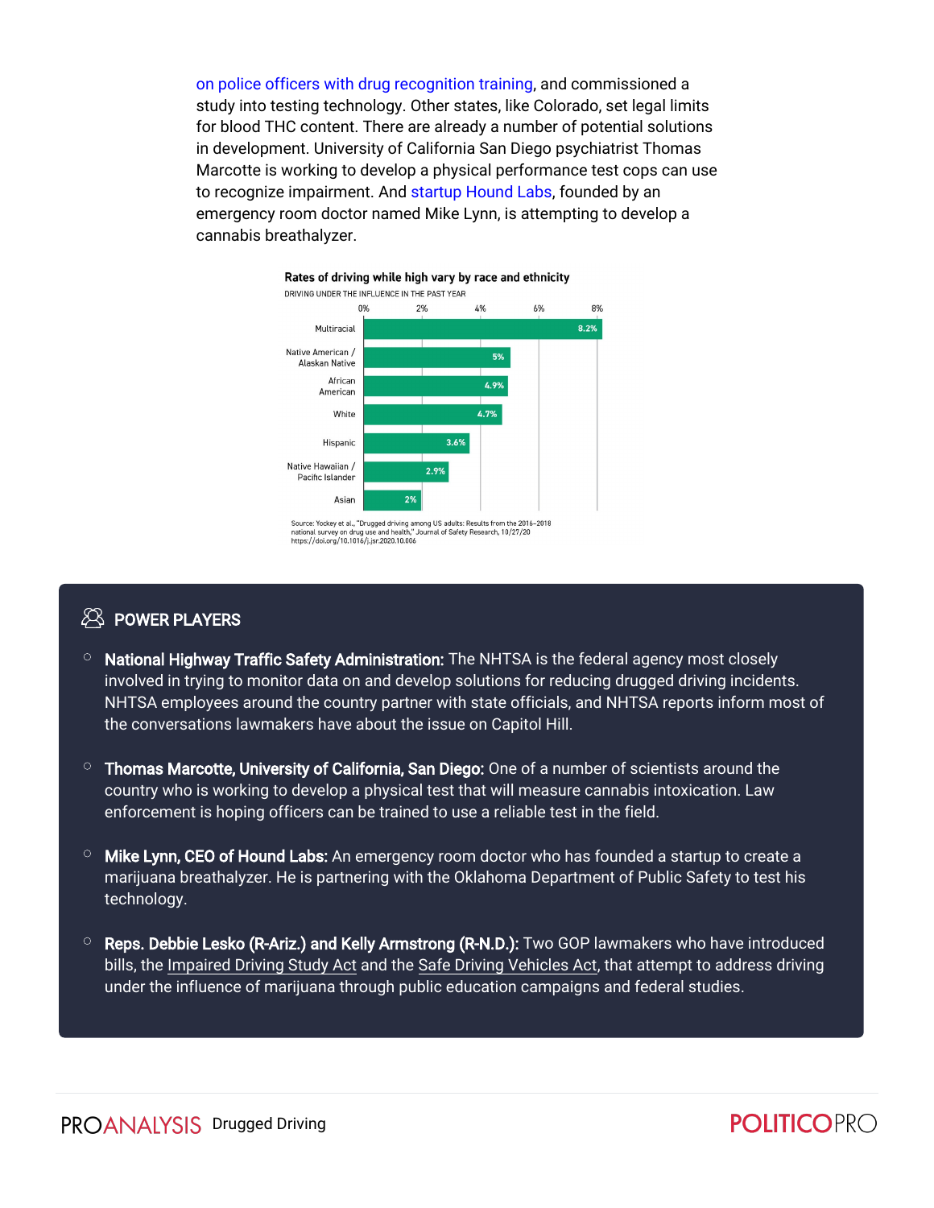on police officers with drug recognition training, and commissioned a study into testing technology. Other states, like Colorado, set legal limits for blood THC content. There are already a number of potential solutions in development. University of California San Diego psychiatrist Thomas Marcotte is working to develop a physical performance test cops can use to recognize impairment. And startup Hound Labs, founded by an emergency room doctor named Mike Lynn, is attempting to develop a cannabis breathalyzer.

**Rates of driving while high vary by race and ethnicity**

DRIVING UNDER THE INFLUENCE IN THE PAST YEAR

0% 2% 4% 6% 8%

Multiracial 8.2%

Native American / Alaskan Native 5%

African American 4.9%

White 4.7%

Hispanic 3.6%

Native Hawaiian / Pacific Islander 2.9%

Asian 2%

Source: Yockey et al., "Drugged driving among US adults: Results from the 2016–2018 national survey on drug use and health," Journal of Safety Research, 10/27/20 https://doi.org/10.1016/j.jsr.2020.10.006

## POWER PLAYERS

- **National Highway Traffic Safety Administration:** The NHTSA is the federal agency most closely involved in trying to monitor data on and develop solutions for reducing drugged driving incidents. NHTSA employees around the country partner with state officials, and NHTSA reports inform most of the conversations lawmakers have about the issue on Capitol Hill.

- **Thomas Marcotte, University of California, San Diego:** One of a number of scientists around the country who is working to develop a physical test that will measure cannabis intoxication. Law enforcement is hoping officers can be trained to use a reliable test in the field.

- **Mike Lynn, CEO of Hound Labs:** An emergency room doctor who has founded a startup to create a marijuana breathalyzer. He is partnering with the Oklahoma Department of Public Safety to test his technology.

- **Reps. Debbie Lesko (R-Ariz.) and Kelly Armstrong (R-N.D.):** Two GOP lawmakers who have introduced bills, the Impaired Driving Study Act and the Safe Driving Vehicles Act, that attempt to address driving under the influence of marijuana through public education campaigns and federal studies.